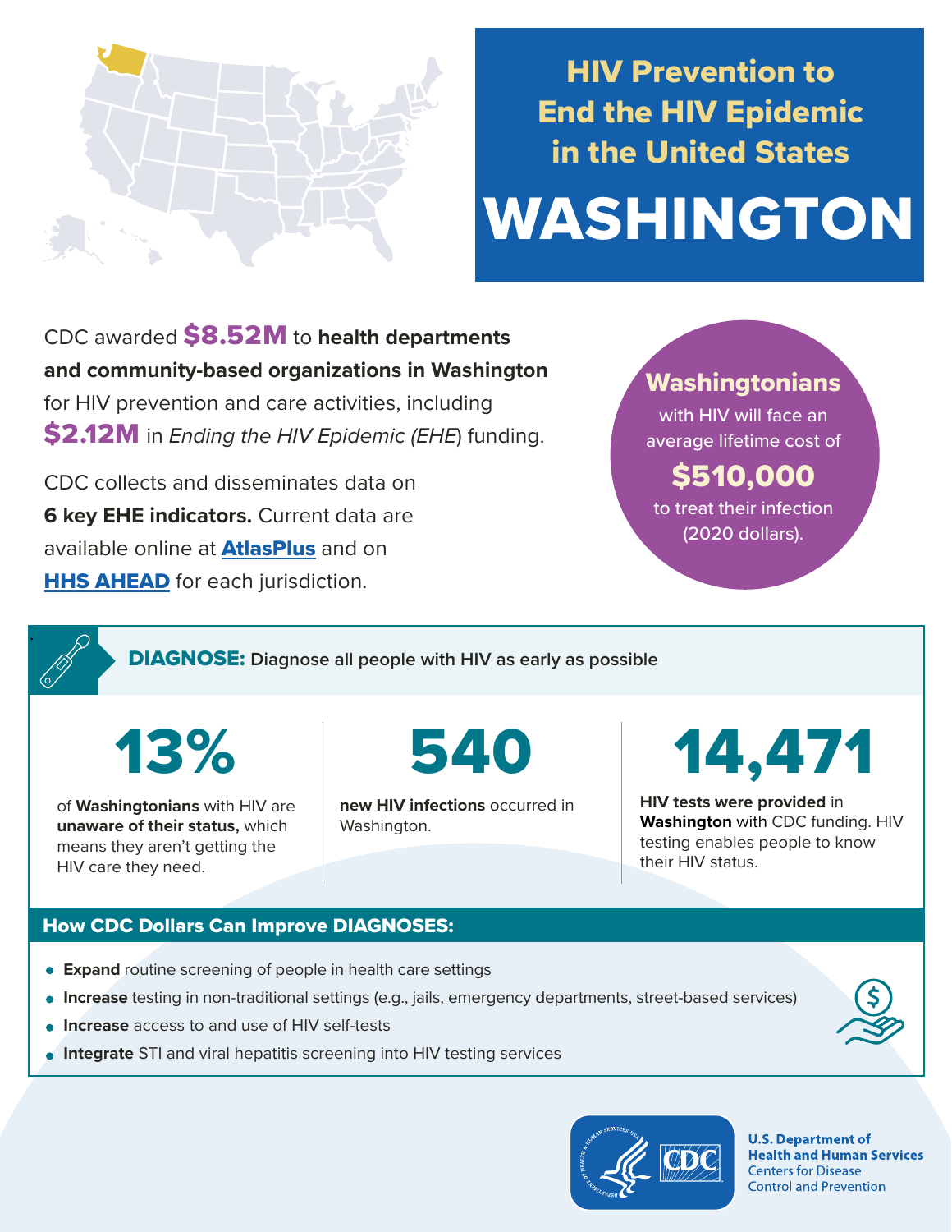# HIV Prevention to End the HIV Epidemic in the United States

# WASHINGTON

CDC awarded **$8.52M** to **health departments and community-based organizations in Washington** for HIV prevention and care activities, including **$2.12M** in *Ending the HIV Epidemic (EHE)* funding.

CDC collects and disseminates data on **6 key EHE indicators.** Current data are available online at **AtlasPlus** and on **HHS AHEAD** for each jurisdiction.

**Washingtonians** with HIV will face an average lifetime cost of **$510,000** to treat their infection (2020 dollars).

## DIAGNOSE: Diagnose all people with HIV as early as possible

**13%**

of **Washingtonians** with HIV are **unaware of their status,** which means they aren't getting the HIV care they need.

**540**

**new HIV infections** occurred in Washington.

**14,471**

**HIV tests were provided** in **Washington** with CDC funding. HIV testing enables people to know their HIV status.

### How CDC Dollars Can Improve DIAGNOSES:

- **Expand** routine screening of people in health care settings
- **Increase** testing in non-traditional settings (e.g., jails, emergency departments, street-based services)
- **Increase** access to and use of HIV self-tests
- **Integrate** STI and viral hepatitis screening into HIV testing services

U.S. Department of Health and Human Services
Centers for Disease Control and Prevention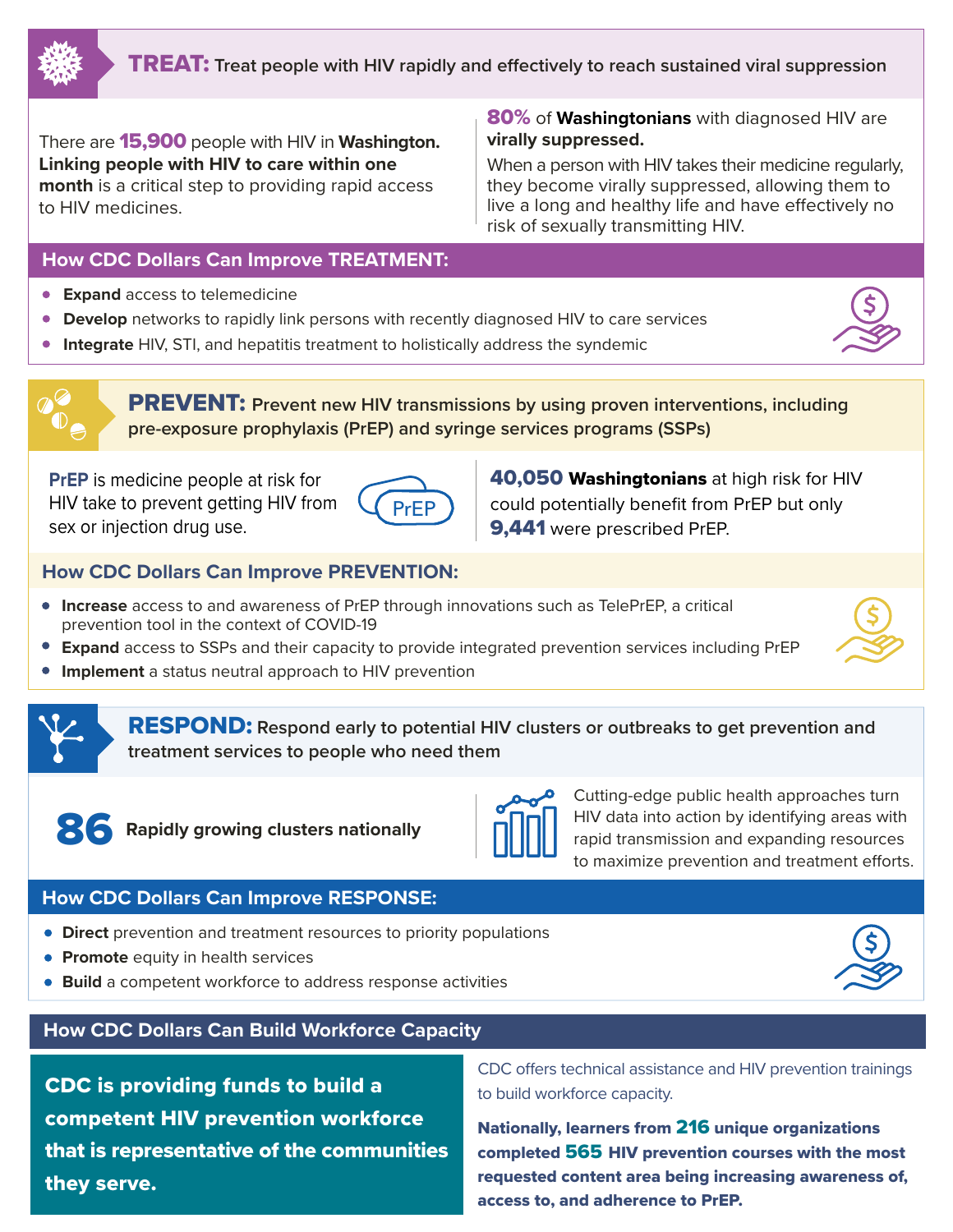## TREAT: Treat people with HIV rapidly and effectively to reach sustained viral suppression

There are **15,900** people with HIV in **Washington. Linking people with HIV to care within one month** is a critical step to providing rapid access to HIV medicines.

**80%** of **Washingtonians** with diagnosed HIV are **virally suppressed.**

When a person with HIV takes their medicine regularly, they become virally suppressed, allowing them to live a long and healthy life and have effectively no risk of sexually transmitting HIV.

### How CDC Dollars Can Improve TREATMENT:

- **Expand** access to telemedicine
- **Develop** networks to rapidly link persons with recently diagnosed HIV to care services
- **Integrate** HIV, STI, and hepatitis treatment to holistically address the syndemic

## PREVENT: Prevent new HIV transmissions by using proven interventions, including pre-exposure prophylaxis (PrEP) and syringe services programs (SSPs)

**PrEP** is medicine people at risk for HIV take to prevent getting HIV from sex or injection drug use.

PrEP

**40,050 Washingtonians** at high risk for HIV could potentially benefit from PrEP but only **9,441** were prescribed PrEP.

### How CDC Dollars Can Improve PREVENTION:

- **Increase** access to and awareness of PrEP through innovations such as TelePrEP, a critical prevention tool in the context of COVID-19
- **Expand** access to SSPs and their capacity to provide integrated prevention services including PrEP
- **Implement** a status neutral approach to HIV prevention

## RESPOND: Respond early to potential HIV clusters or outbreaks to get prevention and treatment services to people who need them

**86** Rapidly growing clusters nationally

Cutting-edge public health approaches turn HIV data into action by identifying areas with rapid transmission and expanding resources to maximize prevention and treatment efforts.

### How CDC Dollars Can Improve RESPONSE:

- **Direct** prevention and treatment resources to priority populations
- **Promote** equity in health services
- **Build** a competent workforce to address response activities

### How CDC Dollars Can Build Workforce Capacity

**CDC is providing funds to build a competent HIV prevention workforce that is representative of the communities they serve.**

CDC offers technical assistance and HIV prevention trainings to build workforce capacity.

**Nationally, learners from 216 unique organizations completed 565 HIV prevention courses with the most requested content area being increasing awareness of, access to, and adherence to PrEP.**